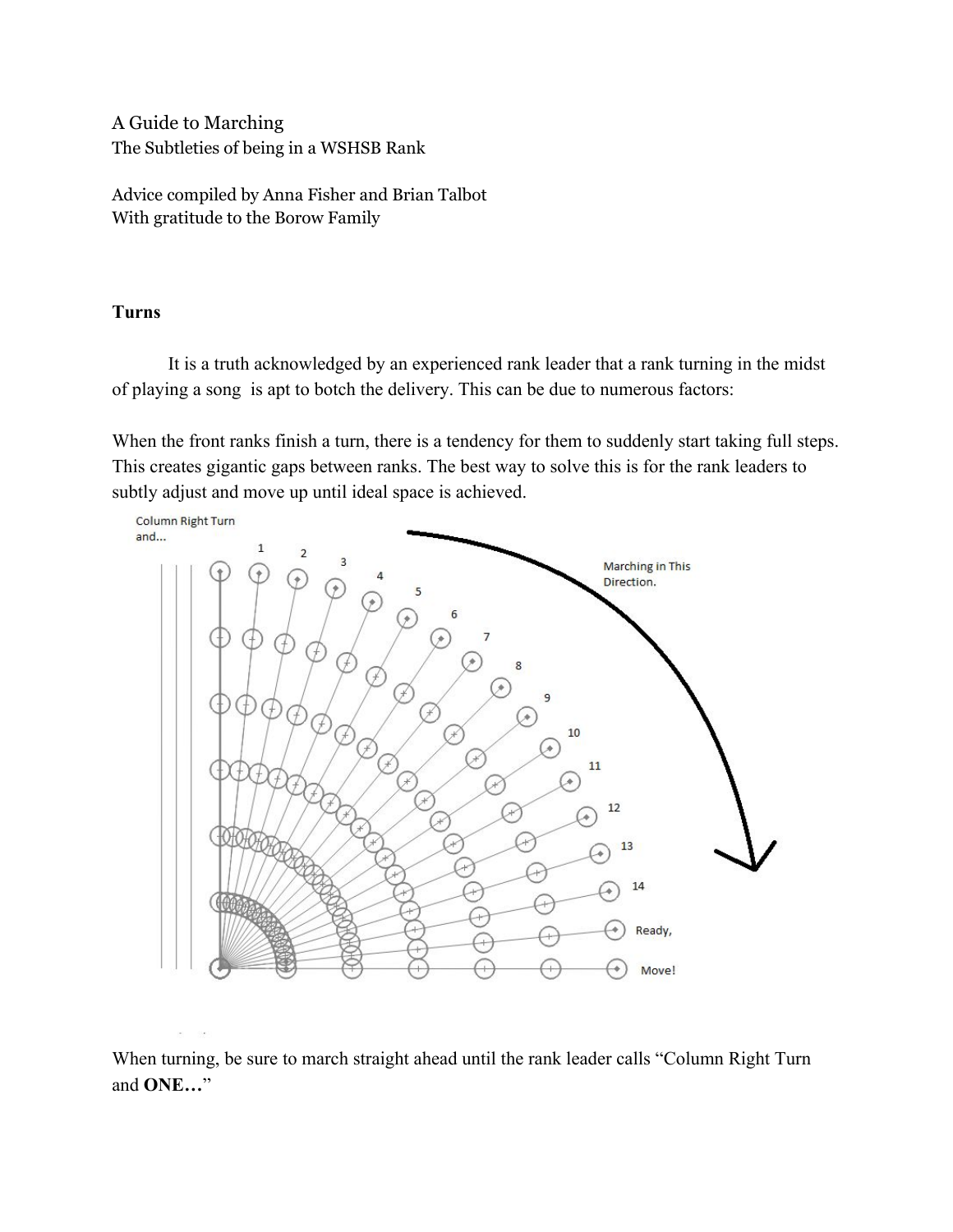A Guide to Marching
The Subtleties of being in a WSHSB Rank

Advice compiled by Anna Fisher and Brian Talbot
With gratitude to the Borow Family

### Turns

It is a truth acknowledged by an experienced rank leader that a rank turning in the midst of playing a song is apt to botch the delivery. This can be due to numerous factors:

When the front ranks finish a turn, there is a tendency for them to suddenly start taking full steps. This creates gigantic gaps between ranks. The best way to solve this is for the rank leaders to subtly adjust and move up until ideal space is achieved.

When turning, be sure to march straight ahead until the rank leader calls "Column Right Turn and **ONE…**"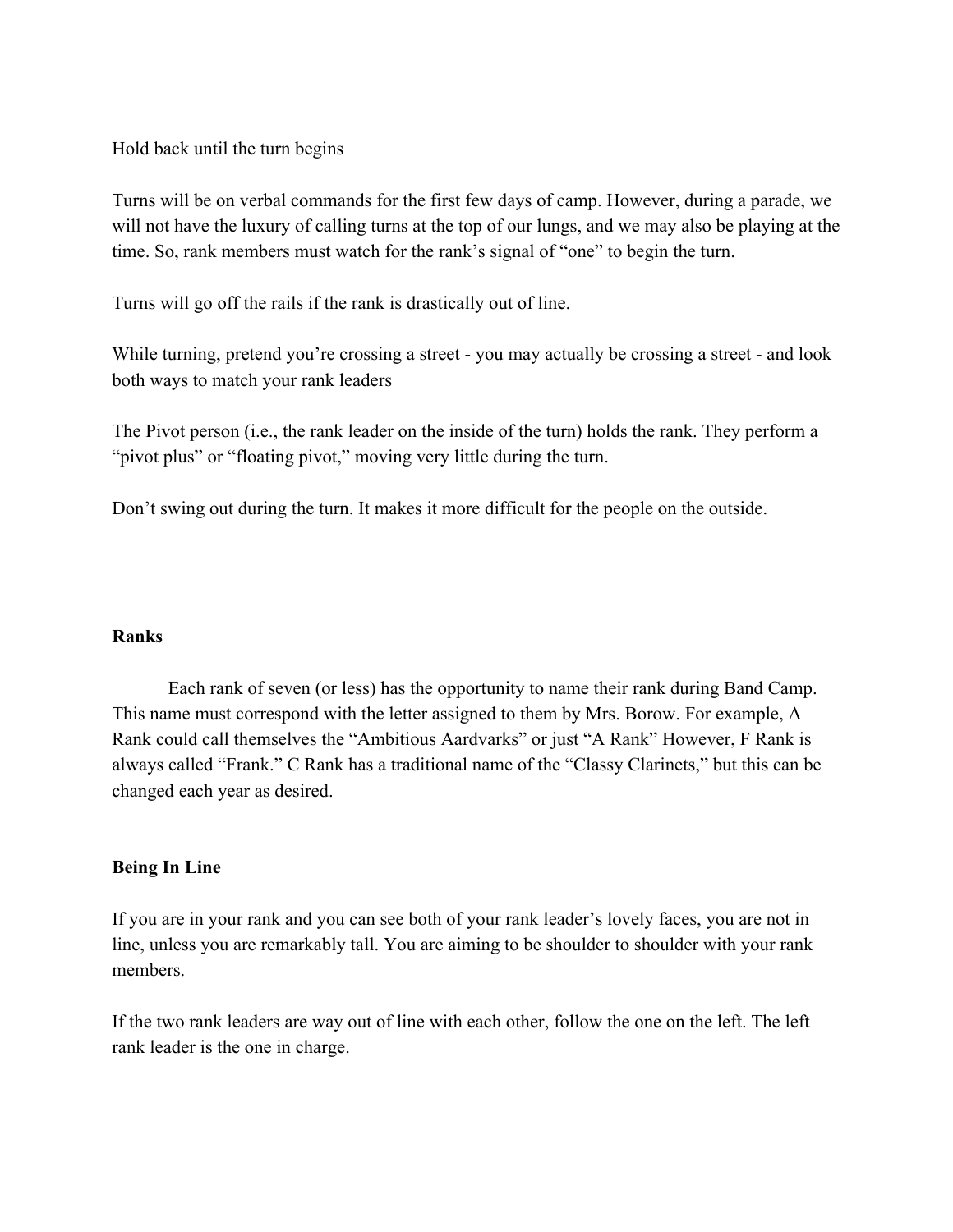Hold back until the turn begins

Turns will be on verbal commands for the first few days of camp. However, during a parade, we will not have the luxury of calling turns at the top of our lungs, and we may also be playing at the time. So, rank members must watch for the rank's signal of "one" to begin the turn.

Turns will go off the rails if the rank is drastically out of line.

While turning, pretend you're crossing a street - you may actually be crossing a street - and look both ways to match your rank leaders

The Pivot person (i.e., the rank leader on the inside of the turn) holds the rank. They perform a "pivot plus" or "floating pivot," moving very little during the turn.

Don't swing out during the turn. It makes it more difficult for the people on the outside.

**Ranks**

Each rank of seven (or less) has the opportunity to name their rank during Band Camp. This name must correspond with the letter assigned to them by Mrs. Borow. For example, A Rank could call themselves the "Ambitious Aardvarks" or just "A Rank" However, F Rank is always called "Frank." C Rank has a traditional name of the "Classy Clarinets," but this can be changed each year as desired.

**Being In Line**

If you are in your rank and you can see both of your rank leader's lovely faces, you are not in line, unless you are remarkably tall. You are aiming to be shoulder to shoulder with your rank members.

If the two rank leaders are way out of line with each other, follow the one on the left. The left rank leader is the one in charge.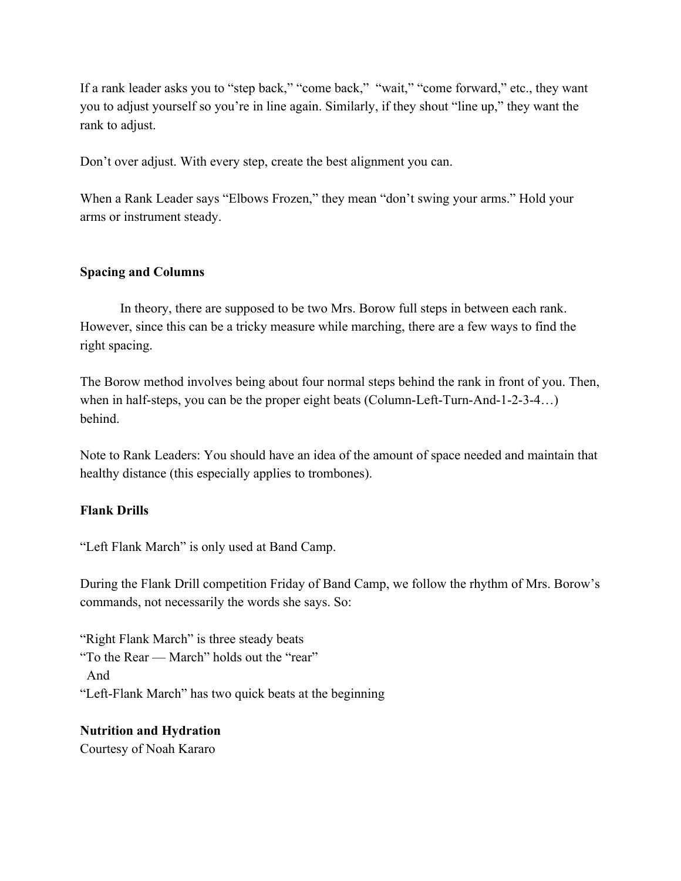If a rank leader asks you to "step back," "come back," "wait," "come forward," etc., they want you to adjust yourself so you're in line again. Similarly, if they shout "line up," they want the rank to adjust.

Don't over adjust. With every step, create the best alignment you can.

When a Rank Leader says "Elbows Frozen," they mean "don't swing your arms." Hold your arms or instrument steady.

**Spacing and Columns**

In theory, there are supposed to be two Mrs. Borow full steps in between each rank. However, since this can be a tricky measure while marching, there are a few ways to find the right spacing.

The Borow method involves being about four normal steps behind the rank in front of you. Then, when in half-steps, you can be the proper eight beats (Column-Left-Turn-And-1-2-3-4…) behind.

Note to Rank Leaders: You should have an idea of the amount of space needed and maintain that healthy distance (this especially applies to trombones).

**Flank Drills**

"Left Flank March" is only used at Band Camp.

During the Flank Drill competition Friday of Band Camp, we follow the rhythm of Mrs. Borow's commands, not necessarily the words she says. So:

"Right Flank March" is three steady beats
"To the Rear — March" holds out the "rear"
And
"Left-Flank March" has two quick beats at the beginning

**Nutrition and Hydration**
Courtesy of Noah Kararo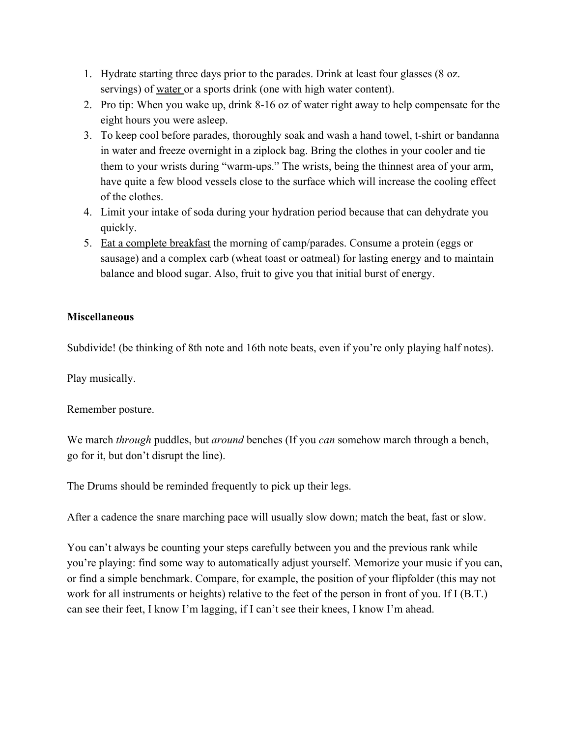1. Hydrate starting three days prior to the parades. Drink at least four glasses (8 oz. servings) of water or a sports drink (one with high water content).
2. Pro tip: When you wake up, drink 8-16 oz of water right away to help compensate for the eight hours you were asleep.
3. To keep cool before parades, thoroughly soak and wash a hand towel, t-shirt or bandanna in water and freeze overnight in a ziplock bag. Bring the clothes in your cooler and tie them to your wrists during "warm-ups." The wrists, being the thinnest area of your arm, have quite a few blood vessels close to the surface which will increase the cooling effect of the clothes.
4. Limit your intake of soda during your hydration period because that can dehydrate you quickly.
5. Eat a complete breakfast the morning of camp/parades. Consume a protein (eggs or sausage) and a complex carb (wheat toast or oatmeal) for lasting energy and to maintain balance and blood sugar. Also, fruit to give you that initial burst of energy.

**Miscellaneous**

Subdivide! (be thinking of 8th note and 16th note beats, even if you're only playing half notes).

Play musically.

Remember posture.

We march *through* puddles, but *around* benches (If you *can* somehow march through a bench, go for it, but don't disrupt the line).

The Drums should be reminded frequently to pick up their legs.

After a cadence the snare marching pace will usually slow down; match the beat, fast or slow.

You can't always be counting your steps carefully between you and the previous rank while you're playing: find some way to automatically adjust yourself. Memorize your music if you can, or find a simple benchmark. Compare, for example, the position of your flipfolder (this may not work for all instruments or heights) relative to the feet of the person in front of you. If I (B.T.) can see their feet, I know I'm lagging, if I can't see their knees, I know I'm ahead.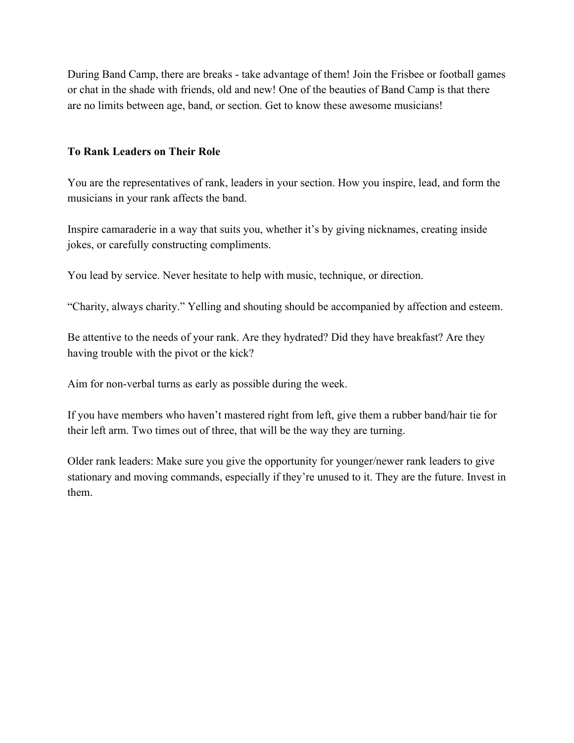During Band Camp, there are breaks - take advantage of them! Join the Frisbee or football games or chat in the shade with friends, old and new! One of the beauties of Band Camp is that there are no limits between age, band, or section. Get to know these awesome musicians!

**To Rank Leaders on Their Role**

You are the representatives of rank, leaders in your section. How you inspire, lead, and form the musicians in your rank affects the band.

Inspire camaraderie in a way that suits you, whether it's by giving nicknames, creating inside jokes, or carefully constructing compliments.

You lead by service. Never hesitate to help with music, technique, or direction.

"Charity, always charity." Yelling and shouting should be accompanied by affection and esteem.

Be attentive to the needs of your rank. Are they hydrated? Did they have breakfast? Are they having trouble with the pivot or the kick?

Aim for non-verbal turns as early as possible during the week.

If you have members who haven't mastered right from left, give them a rubber band/hair tie for their left arm. Two times out of three, that will be the way they are turning.

Older rank leaders: Make sure you give the opportunity for younger/newer rank leaders to give stationary and moving commands, especially if they're unused to it. They are the future. Invest in them.